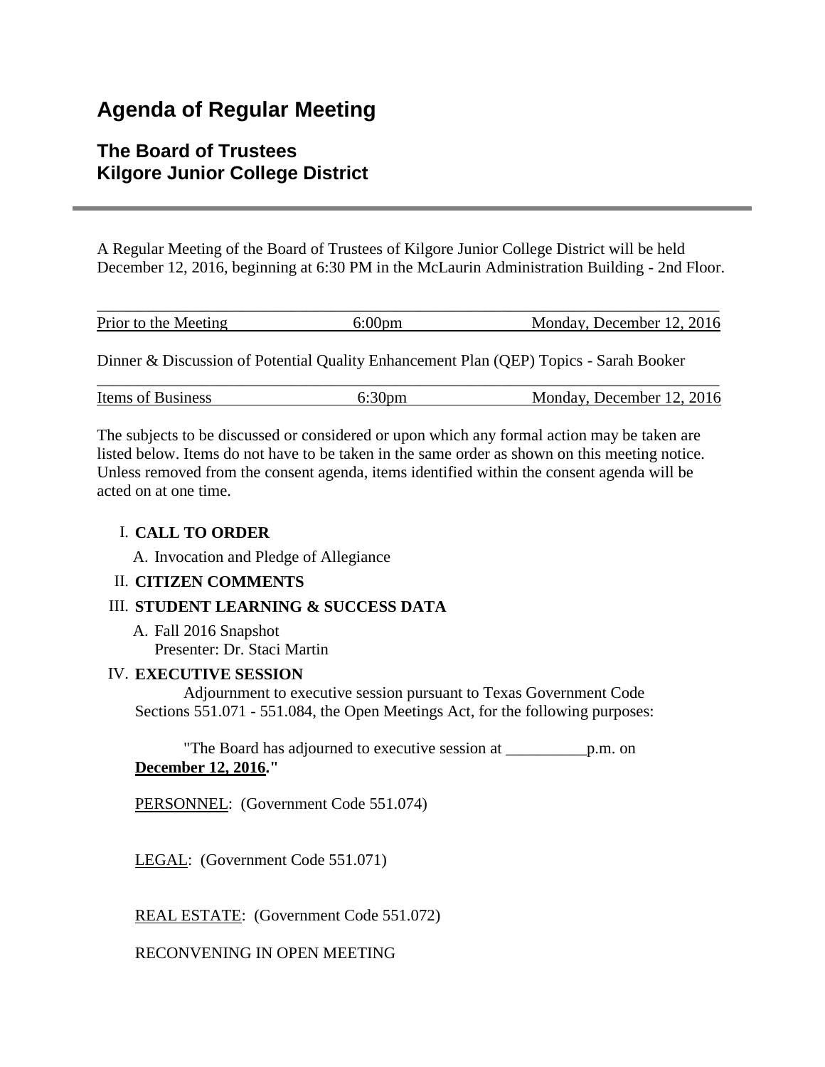# Agenda of Regular Meeting

## The Board of Trustees
## Kilgore Junior College District

---

A Regular Meeting of the Board of Trustees of Kilgore Junior College District will be held December 12, 2016, beginning at 6:30 PM in the McLaurin Administration Building - 2nd Floor.

| Prior to the Meeting | 6:00pm | Monday, December 12, 2016 |
|---|---|---|

Dinner & Discussion of Potential Quality Enhancement Plan (QEP) Topics - Sarah Booker

| Items of Business | 6:30pm | Monday, December 12, 2016 |
|---|---|---|

The subjects to be discussed or considered or upon which any formal action may be taken are listed below. Items do not have to be taken in the same order as shown on this meeting notice. Unless removed from the consent agenda, items identified within the consent agenda will be acted on at one time.

I. **CALL TO ORDER**

   A. Invocation and Pledge of Allegiance

II. **CITIZEN COMMENTS**

III. **STUDENT LEARNING & SUCCESS DATA**

   A. Fall 2016 Snapshot
      Presenter: Dr. Staci Martin

IV. **EXECUTIVE SESSION**

   Adjournment to executive session pursuant to Texas Government Code Sections 551.071 - 551.084, the Open Meetings Act, for the following purposes:

   "The Board has adjourned to executive session at __________p.m. on **December 12, 2016**."

   PERSONNEL: (Government Code 551.074)

   LEGAL: (Government Code 551.071)

   REAL ESTATE: (Government Code 551.072)

   RECONVENING IN OPEN MEETING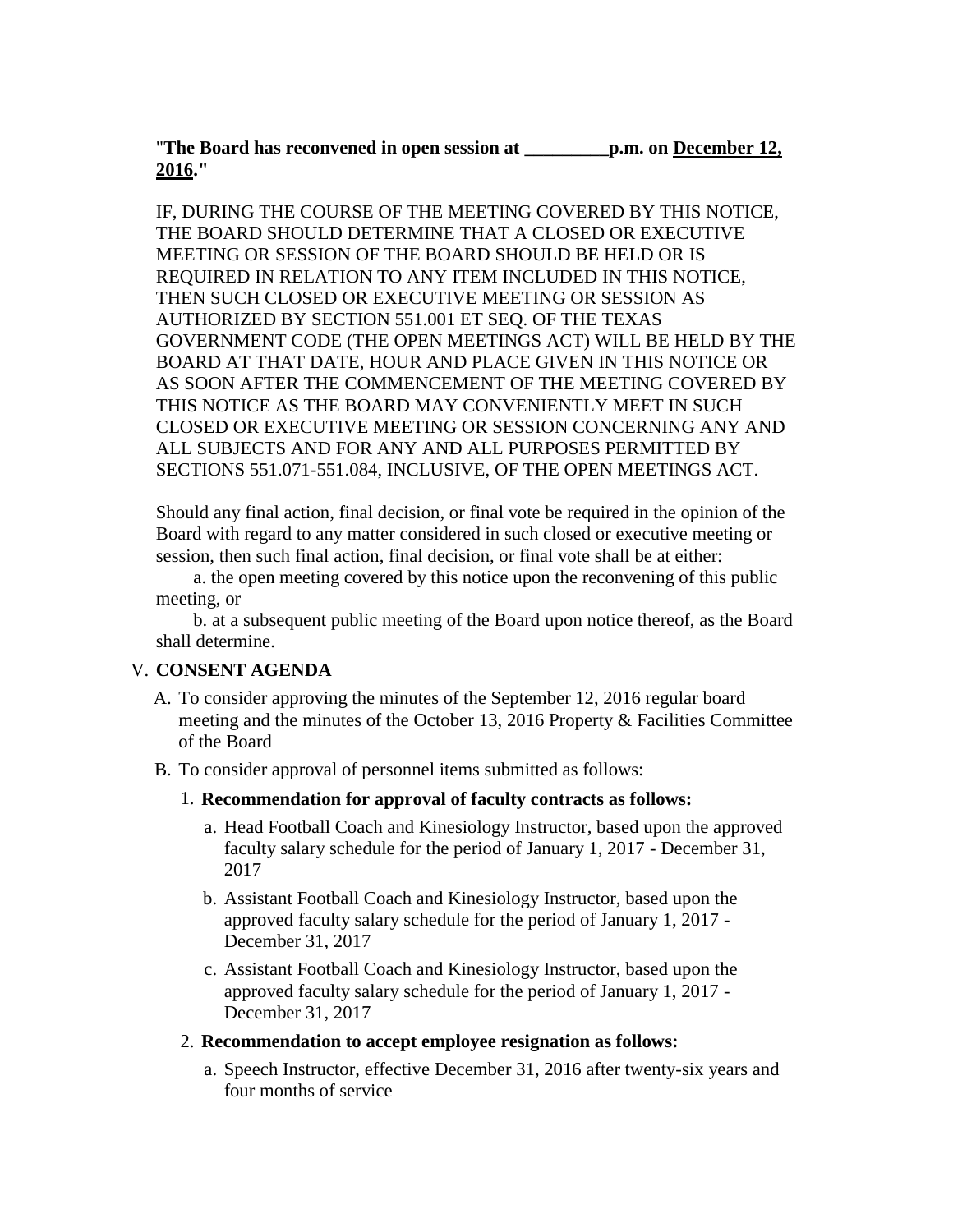"**The Board has reconvened in open session at _________p.m. on <u>December 12, 2016</u>.**"

IF, DURING THE COURSE OF THE MEETING COVERED BY THIS NOTICE, THE BOARD SHOULD DETERMINE THAT A CLOSED OR EXECUTIVE MEETING OR SESSION OF THE BOARD SHOULD BE HELD OR IS REQUIRED IN RELATION TO ANY ITEM INCLUDED IN THIS NOTICE, THEN SUCH CLOSED OR EXECUTIVE MEETING OR SESSION AS AUTHORIZED BY SECTION 551.001 ET SEQ. OF THE TEXAS GOVERNMENT CODE (THE OPEN MEETINGS ACT) WILL BE HELD BY THE BOARD AT THAT DATE, HOUR AND PLACE GIVEN IN THIS NOTICE OR AS SOON AFTER THE COMMENCEMENT OF THE MEETING COVERED BY THIS NOTICE AS THE BOARD MAY CONVENIENTLY MEET IN SUCH CLOSED OR EXECUTIVE MEETING OR SESSION CONCERNING ANY AND ALL SUBJECTS AND FOR ANY AND ALL PURPOSES PERMITTED BY SECTIONS 551.071-551.084, INCLUSIVE, OF THE OPEN MEETINGS ACT.

Should any final action, final decision, or final vote be required in the opinion of the Board with regard to any matter considered in such closed or executive meeting or session, then such final action, final decision, or final vote shall be at either:

a. the open meeting covered by this notice upon the reconvening of this public meeting, or

b. at a subsequent public meeting of the Board upon notice thereof, as the Board shall determine.

V. **CONSENT AGENDA**

A. To consider approving the minutes of the September 12, 2016 regular board meeting and the minutes of the October 13, 2016 Property & Facilities Committee of the Board

B. To consider approval of personnel items submitted as follows:

1. **Recommendation for approval of faculty contracts as follows:**

   a. Head Football Coach and Kinesiology Instructor, based upon the approved faculty salary schedule for the period of January 1, 2017 - December 31, 2017

   b. Assistant Football Coach and Kinesiology Instructor, based upon the approved faculty salary schedule for the period of January 1, 2017 - December 31, 2017

   c. Assistant Football Coach and Kinesiology Instructor, based upon the approved faculty salary schedule for the period of January 1, 2017 - December 31, 2017

2. **Recommendation to accept employee resignation as follows:**

   a. Speech Instructor, effective December 31, 2016 after twenty-six years and four months of service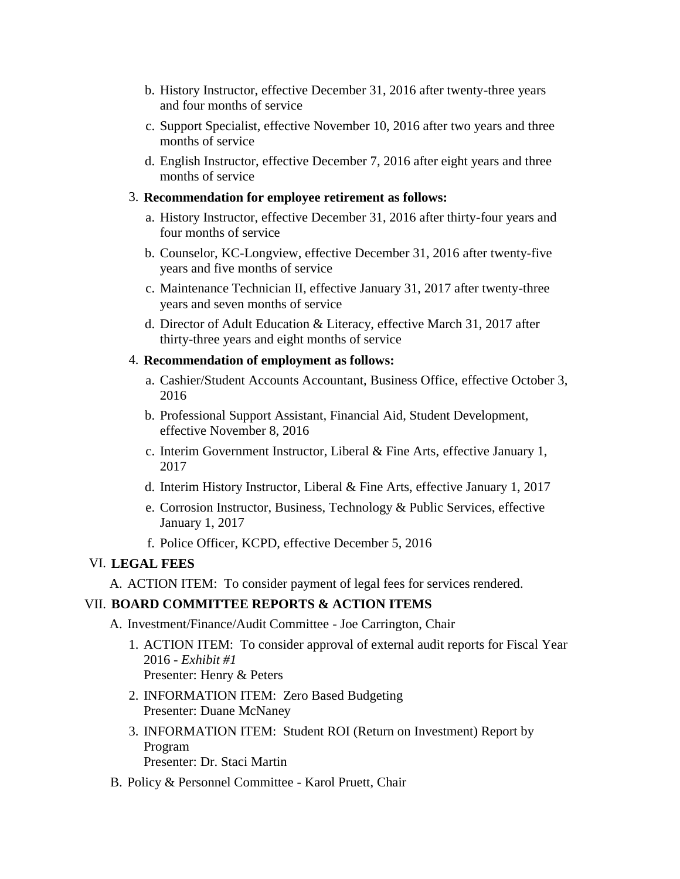b. History Instructor, effective December 31, 2016 after twenty-three years and four months of service

   c. Support Specialist, effective November 10, 2016 after two years and three months of service

   d. English Instructor, effective December 7, 2016 after eight years and three months of service

3. **Recommendation for employee retirement as follows:**

   a. History Instructor, effective December 31, 2016 after thirty-four years and four months of service

   b. Counselor, KC-Longview, effective December 31, 2016 after twenty-five years and five months of service

   c. Maintenance Technician II, effective January 31, 2017 after twenty-three years and seven months of service

   d. Director of Adult Education & Literacy, effective March 31, 2017 after thirty-three years and eight months of service

4. **Recommendation of employment as follows:**

   a. Cashier/Student Accounts Accountant, Business Office, effective October 3, 2016

   b. Professional Support Assistant, Financial Aid, Student Development, effective November 8, 2016

   c. Interim Government Instructor, Liberal & Fine Arts, effective January 1, 2017

   d. Interim History Instructor, Liberal & Fine Arts, effective January 1, 2017

   e. Corrosion Instructor, Business, Technology & Public Services, effective January 1, 2017

   f. Police Officer, KCPD, effective December 5, 2016

VI. **LEGAL FEES**

A. ACTION ITEM: To consider payment of legal fees for services rendered.

VII. **BOARD COMMITTEE REPORTS & ACTION ITEMS**

A. Investment/Finance/Audit Committee - Joe Carrington, Chair

1. ACTION ITEM: To consider approval of external audit reports for Fiscal Year 2016 - *Exhibit #1*
   Presenter: Henry & Peters

2. INFORMATION ITEM: Zero Based Budgeting
   Presenter: Duane McNaney

3. INFORMATION ITEM: Student ROI (Return on Investment) Report by Program
   Presenter: Dr. Staci Martin

B. Policy & Personnel Committee - Karol Pruett, Chair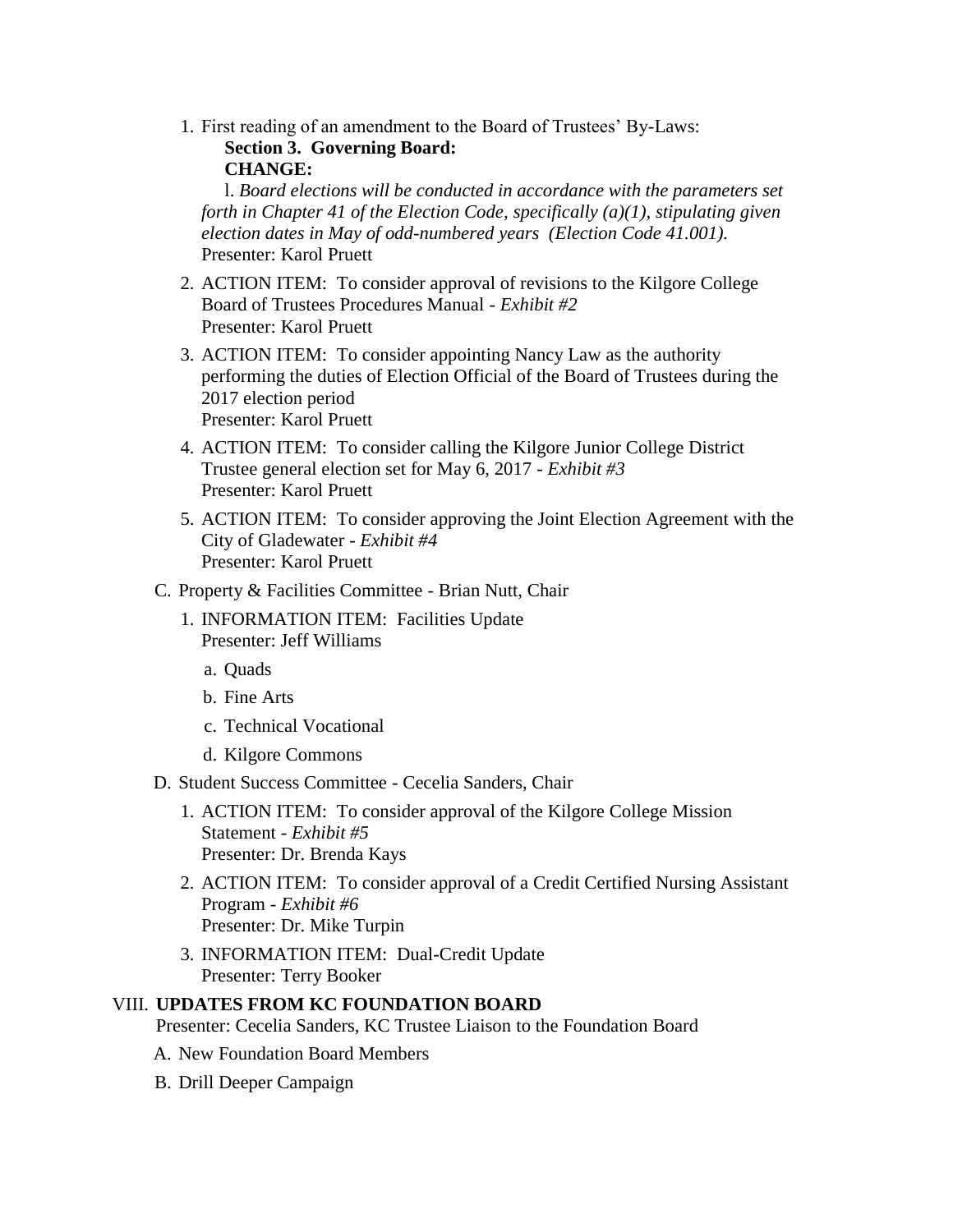1. First reading of an amendment to the Board of Trustees' By-Laws:
   **Section 3. Governing Board:**
   **CHANGE:**
   l. *Board elections will be conducted in accordance with the parameters set forth in Chapter 41 of the Election Code, specifically (a)(1), stipulating given election dates in May of odd-numbered years (Election Code 41.001).*
   Presenter: Karol Pruett
2. ACTION ITEM: To consider approval of revisions to the Kilgore College Board of Trustees Procedures Manual - *Exhibit #2*
   Presenter: Karol Pruett
3. ACTION ITEM: To consider appointing Nancy Law as the authority performing the duties of Election Official of the Board of Trustees during the 2017 election period
   Presenter: Karol Pruett
4. ACTION ITEM: To consider calling the Kilgore Junior College District Trustee general election set for May 6, 2017 - *Exhibit #3*
   Presenter: Karol Pruett
5. ACTION ITEM: To consider approving the Joint Election Agreement with the City of Gladewater - *Exhibit #4*
   Presenter: Karol Pruett

C. Property & Facilities Committee - Brian Nutt, Chair

1. INFORMATION ITEM: Facilities Update
   Presenter: Jeff Williams
   a. Quads
   b. Fine Arts
   c. Technical Vocational
   d. Kilgore Commons

D. Student Success Committee - Cecelia Sanders, Chair

1. ACTION ITEM: To consider approval of the Kilgore College Mission Statement - *Exhibit #5*
   Presenter: Dr. Brenda Kays
2. ACTION ITEM: To consider approval of a Credit Certified Nursing Assistant Program - *Exhibit #6*
   Presenter: Dr. Mike Turpin
3. INFORMATION ITEM: Dual-Credit Update
   Presenter: Terry Booker

VIII. **UPDATES FROM KC FOUNDATION BOARD**

Presenter: Cecelia Sanders, KC Trustee Liaison to the Foundation Board

A. New Foundation Board Members

B. Drill Deeper Campaign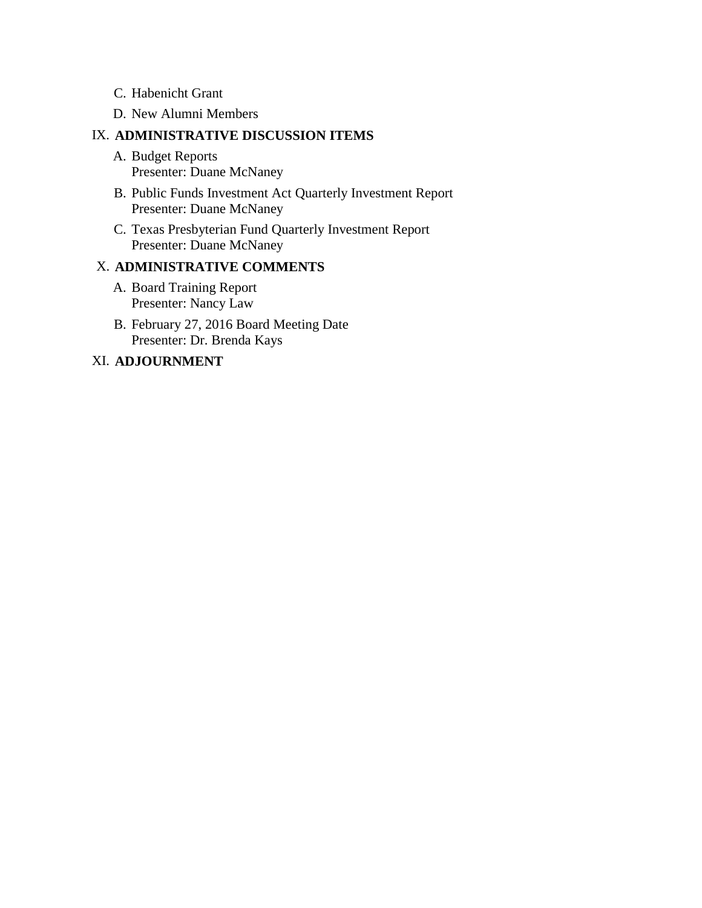C. Habenicht Grant

D. New Alumni Members

IX. **ADMINISTRATIVE DISCUSSION ITEMS**

A. Budget Reports
Presenter: Duane McNaney

B. Public Funds Investment Act Quarterly Investment Report
Presenter: Duane McNaney

C. Texas Presbyterian Fund Quarterly Investment Report
Presenter: Duane McNaney

X. **ADMINISTRATIVE COMMENTS**

A. Board Training Report
Presenter: Nancy Law

B. February 27, 2016 Board Meeting Date
Presenter: Dr. Brenda Kays

XI. **ADJOURNMENT**